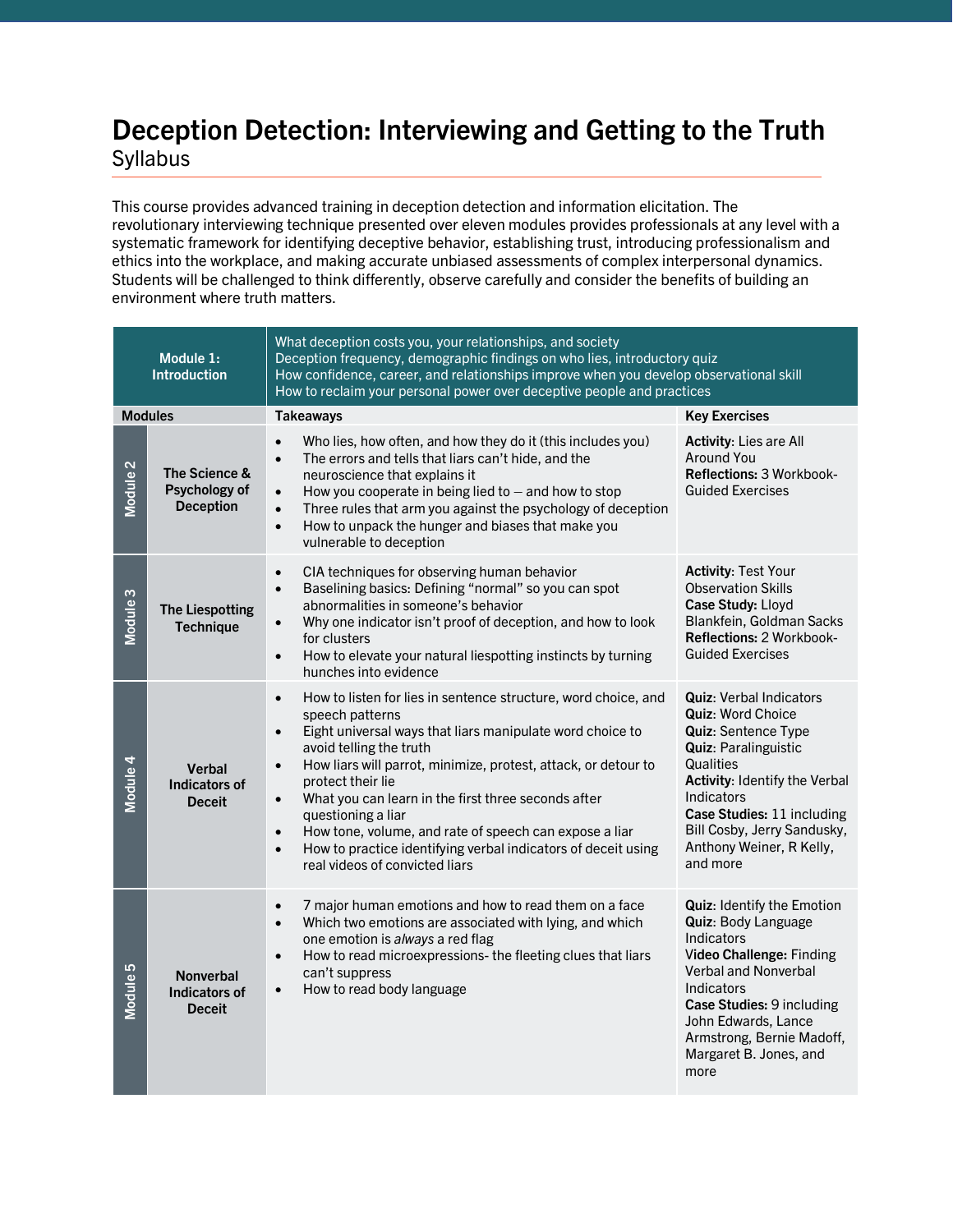# Deception Detection: Interviewing and Getting to the Truth

## Syllabus

This course provides advanced training in deception detection and information elicitation. The revolutionary interviewing technique presented over eleven modules provides professionals at any level with a systematic framework for identifying deceptive behavior, establishing trust, introducing professionalism and ethics into the workplace, and making accurate unbiased assessments of complex interpersonal dynamics. Students will be challenged to think differently, observe carefully and consider the benefits of building an environment where truth matters.

| Modules | | Takeaways | Key Exercises |
|---|---|---|---|
| **Module 1: Introduction** | | What deception costs you, your relationships, and society<br>Deception frequency, demographic findings on who lies, introductory quiz<br>How confidence, career, and relationships improve when you develop observational skill<br>How to reclaim your personal power over deceptive people and practices | |
| Module 2 | **The Science & Psychology of Deception** | • Who lies, how often, and how they do it (this includes you)<br>• The errors and tells that liars can't hide, and the neuroscience that explains it<br>• How you cooperate in being lied to — and how to stop<br>• Three rules that arm you against the psychology of deception<br>• How to unpack the hunger and biases that make you vulnerable to deception | **Activity**: Lies are All Around You<br>**Reflections:** 3 Workbook-Guided Exercises |
| Module 3 | **The Liespotting Technique** | • CIA techniques for observing human behavior<br>• Baselining basics: Defining "normal" so you can spot abnormalities in someone's behavior<br>• Why one indicator isn't proof of deception, and how to look for clusters<br>• How to elevate your natural liespotting instincts by turning hunches into evidence | **Activity**: Test Your Observation Skills<br>**Case Study:** Lloyd Blankfein, Goldman Sacks<br>**Reflections:** 2 Workbook-Guided Exercises |
| Module 4 | **Verbal Indicators of Deceit** | • How to listen for lies in sentence structure, word choice, and speech patterns<br>• Eight universal ways that liars manipulate word choice to avoid telling the truth<br>• How liars will parrot, minimize, protest, attack, or detour to protect their lie<br>• What you can learn in the first three seconds after questioning a liar<br>• How tone, volume, and rate of speech can expose a liar<br>• How to practice identifying verbal indicators of deceit using real videos of convicted liars | **Quiz**: Verbal Indicators<br>**Quiz**: Word Choice<br>**Quiz**: Sentence Type<br>**Quiz**: Paralinguistic Qualities<br>**Activity**: Identify the Verbal Indicators<br>**Case Studies:** 11 including Bill Cosby, Jerry Sandusky, Anthony Weiner, R Kelly, and more |
| Module 5 | **Nonverbal Indicators of Deceit** | • 7 major human emotions and how to read them on a face<br>• Which two emotions are associated with lying, and which one emotion is *always* a red flag<br>• How to read microexpressions- the fleeting clues that liars can't suppress<br>• How to read body language | **Quiz**: Identify the Emotion<br>**Quiz**: Body Language Indicators<br>**Video Challenge:** Finding Verbal and Nonverbal Indicators<br>**Case Studies:** 9 including John Edwards, Lance Armstrong, Bernie Madoff, Margaret B. Jones, and more |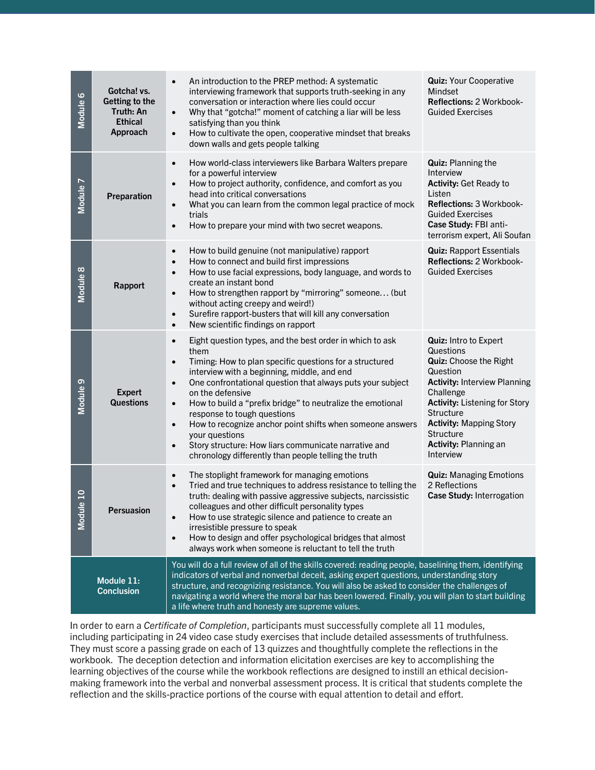| | | | |
|---|---|---|---|
| Module 6 | **Gotcha! vs. Getting to the Truth: An Ethical Approach** | • An introduction to the PREP method: A systematic interviewing framework that supports truth-seeking in any conversation or interaction where lies could occur<br>• Why that "gotcha!" moment of catching a liar will be less satisfying than you think<br>• How to cultivate the open, cooperative mindset that breaks down walls and gets people talking | **Quiz:** Your Cooperative Mindset<br>**Reflections:** 2 Workbook-Guided Exercises |
| Module 7 | **Preparation** | • How world-class interviewers like Barbara Walters prepare for a powerful interview<br>• How to project authority, confidence, and comfort as you head into critical conversations<br>• What you can learn from the common legal practice of mock trials<br>• How to prepare your mind with two secret weapons. | **Quiz:** Planning the Interview<br>**Activity:** Get Ready to Listen<br>**Reflections:** 3 Workbook-Guided Exercises<br>**Case Study:** FBI anti-terrorism expert, Ali Soufan |
| Module 8 | **Rapport** | • How to build genuine (not manipulative) rapport<br>• How to connect and build first impressions<br>• How to use facial expressions, body language, and words to create an instant bond<br>• How to strengthen rapport by "mirroring" someone… (but without acting creepy and weird!)<br>• Surefire rapport-busters that will kill any conversation<br>• New scientific findings on rapport | **Quiz:** Rapport Essentials<br>**Reflections:** 2 Workbook-Guided Exercises |
| Module 9 | **Expert Questions** | • Eight question types, and the best order in which to ask them<br>• Timing: How to plan specific questions for a structured interview with a beginning, middle, and end<br>• One confrontational question that always puts your subject on the defensive<br>• How to build a "prefix bridge" to neutralize the emotional response to tough questions<br>• How to recognize anchor point shifts when someone answers your questions<br>• Story structure: How liars communicate narrative and chronology differently than people telling the truth | **Quiz:** Intro to Expert Questions<br>**Quiz:** Choose the Right Question<br>**Activity:** Interview Planning Challenge<br>**Activity:** Listening for Story Structure<br>**Activity:** Mapping Story Structure<br>**Activity:** Planning an Interview |
| Module 10 | **Persuasion** | • The stoplight framework for managing emotions<br>• Tried and true techniques to address resistance to telling the truth: dealing with passive aggressive subjects, narcissistic colleagues and other difficult personality types<br>• How to use strategic silence and patience to create an irresistible pressure to speak<br>• How to design and offer psychological bridges that almost always work when someone is reluctant to tell the truth | **Quiz:** Managing Emotions<br>2 Reflections<br>**Case Study:** Interrogation |
| **Module 11: Conclusion** | | You will do a full review of all of the skills covered: reading people, baselining them, identifying indicators of verbal and nonverbal deceit, asking expert questions, understanding story structure, and recognizing resistance. You will also be asked to consider the challenges of navigating a world where the moral bar has been lowered. Finally, you will plan to start building a life where truth and honesty are supreme values. | |

In order to earn a *Certificate of Completion*, participants must successfully complete all 11 modules, including participating in 24 video case study exercises that include detailed assessments of truthfulness. They must score a passing grade on each of 13 quizzes and thoughtfully complete the reflections in the workbook. The deception detection and information elicitation exercises are key to accomplishing the learning objectives of the course while the workbook reflections are designed to instill an ethical decision-making framework into the verbal and nonverbal assessment process. It is critical that students complete the reflection and the skills-practice portions of the course with equal attention to detail and effort.